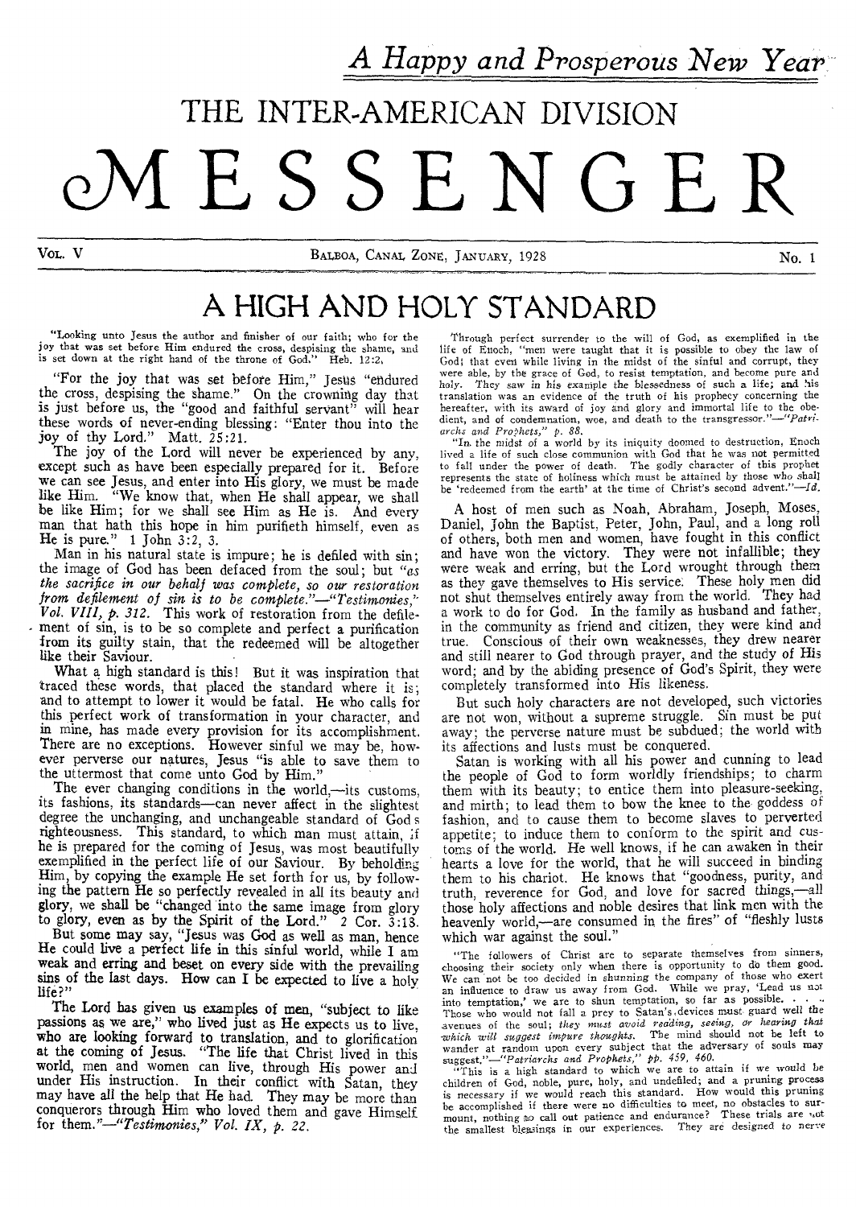*A Happy and Prosperous New Year*

# THE INTER-AMERICAN DIVISION MESSENGER

VOL. V — BALBOA, CANAL ZONE, JANUARY, 1928 — No. 1

## A HIGH AND HOLY STANDARD

"Looking unto Jesus the author and finisher of our faith; who for the joy that was set before Him endured the cross, despising the shame, and is set down at the right hand of the throne of God." Heb. 12:2.

"For the joy that was set before Him," Jesus "endured the cross, despising the shame." On the crowning day that is just before us, the "good and faithful servant" will hear these words of never-ending blessing: "Enter thou into the joy of thy Lord." Matt. 25:21.

The joy of the Lord will never be experienced by any, except such as have been especially prepared for it. Before we can see Jesus, and enter into His glory, we must be made like Him. "We know that, when He shall appear, we shall be like Him; for we shall see Him as He is. And every man that hath this hope in him purifieth himself, even as He is pure." 1 John 3:2, 3.

Man in his natural state is impure; he is defiled with sin; the image of God has been defaced from the soul; but *"as the sacrifice in our behalf was complete, so our restoration from defilement of sin is to be complete."—"Testimonies," Vol. VIII, p. 312.* This work of restoration from the defilement of sin, is to be so complete and perfect a purification from its guilty stain, that the redeemed will be altogether like their Saviour.

What a high standard is this! But it was inspiration that traced these words, that placed the standard where it is; and to attempt to lower it would be fatal. He who calls for this perfect work of transformation in your character, and in mine, has made every provision for its accomplishment. There are no exceptions. However sinful we may be, however perverse our natures, Jesus "is able to save them to the uttermost that come unto God by Him."

The ever changing conditions in the world,—its customs, its fashions, its standards—can never affect in the slightest degree the unchanging, and unchangeable standard of God's righteousness. This standard, to which man must attain, if he is prepared for the coming of Jesus, was most beautifully exemplified in the perfect life of our Saviour. By beholding Him, by copying the example He set forth for us, by following the pattern He so perfectly revealed in all its beauty and glory, we shall be "changed into the same image from glory to glory, even as by the Spirit of the Lord." 2 Cor. 3:18.

But some may say, "Jesus was God as well as man, hence He could live a perfect life in this sinful world, while I am weak and erring and beset on every side with the prevailing sins of the last days. How can I be expected to live a holy life?"

The Lord has given us examples of men, "subject to like passions as we are," who lived just as He expects us to live, who are looking forward to translation, and to glorification at the coming of Jesus. "The life that Christ lived in this world, men and women can live, through His power and under His instruction. In their conflict with Satan, they may have all the help that He had. They may be more than conquerors through Him who loved them and gave Himself for them."—*"Testimonies," Vol. IX, p. 22.*

Through perfect surrender to the will of God, as exemplified in the life of Enoch, "men were taught that it is possible to obey the law of God; that even while living in the midst of the sinful and corrupt, they were able, by the grace of God, to resist temptation, and become pure and holy. They saw in his example the blessedness of such a life; and his translation was an evidence of the truth of his prophecy concerning the hereafter, with its award of joy and glory and immortal life to the obedient, and of condemnation, woe, and death to the transgressor."—*"Patriarchs and Prophets," p. 88.*

"In the midst of a world by its iniquity doomed to destruction, Enoch lived a life of such close communion with God that he was not permitted to fall under the power of death. The godly character of this prophet represents the state of holiness which must be attained by those who shall be 'redeemed from the earth' at the time of Christ's second advent."—*Id.*

A host of men such as Noah, Abraham, Joseph, Moses, Daniel, John the Baptist, Peter, John, Paul, and a long roll of others, both men and women, have fought in this conflict and have won the victory. They were not infallible; they were weak and erring, but the Lord wrought through them as they gave themselves to His service. These holy men did not shut themselves entirely away from the world. They had a work to do for God. In the family as husband and father, in the community as friend and citizen, they were kind and true. Conscious of their own weaknesses, they drew nearer and still nearer to God through prayer, and the study of His word; and by the abiding presence of God's Spirit, they were completely transformed into His likeness.

But such holy characters are not developed, such victories are not won, without a supreme struggle. Sin must be put away; the perverse nature must be subdued; the world with its affections and lusts must be conquered.

Satan is working with all his power and cunning to lead the people of God to form worldly friendships; to charm them with its beauty; to entice them into pleasure-seeking, and mirth; to lead them to bow the knee to the goddess of fashion, and to cause them to become slaves to perverted appetite; to induce them to conform to the spirit and customs of the world. He well knows, if he can awaken in their hearts a love for the world, that he will succeed in binding them to his chariot. He knows that "goodness, purity, and truth, reverence for God, and love for sacred things,—all those holy affections and noble desires that link men with the heavenly world,—are consumed in the fires" of "fleshly lusts which war against the soul."

"The followers of Christ are to separate themselves from sinners, choosing their society only when there is opportunity to do them good. We can not be too decided in shunning the company of those who exert an influence to draw us away from God. While we pray, 'Lead us not into temptation,' we are to shun temptation, so far as possible. . . . Those who would not fall a prey to Satan's devices must guard well the avenues of the soul; *they must avoid reading, seeing, or hearing that which will suggest impure thoughts.* The mind should not be left to wander at random upon every subject that the adversary of souls may suggest."—*"Patriarchs and Prophets," pp. 459, 460.*

"This is a high standard to which we are to attain if we would be children of God, noble, pure, holy, and undefiled; and a pruning process is necessary if we would reach this standard. How would this pruning be accomplished if there were no difficulties to meet, no obstacles to surmount, nothing to call out patience and endurance? These trials are not the smallest blessings in our experiences. They are designed to nerve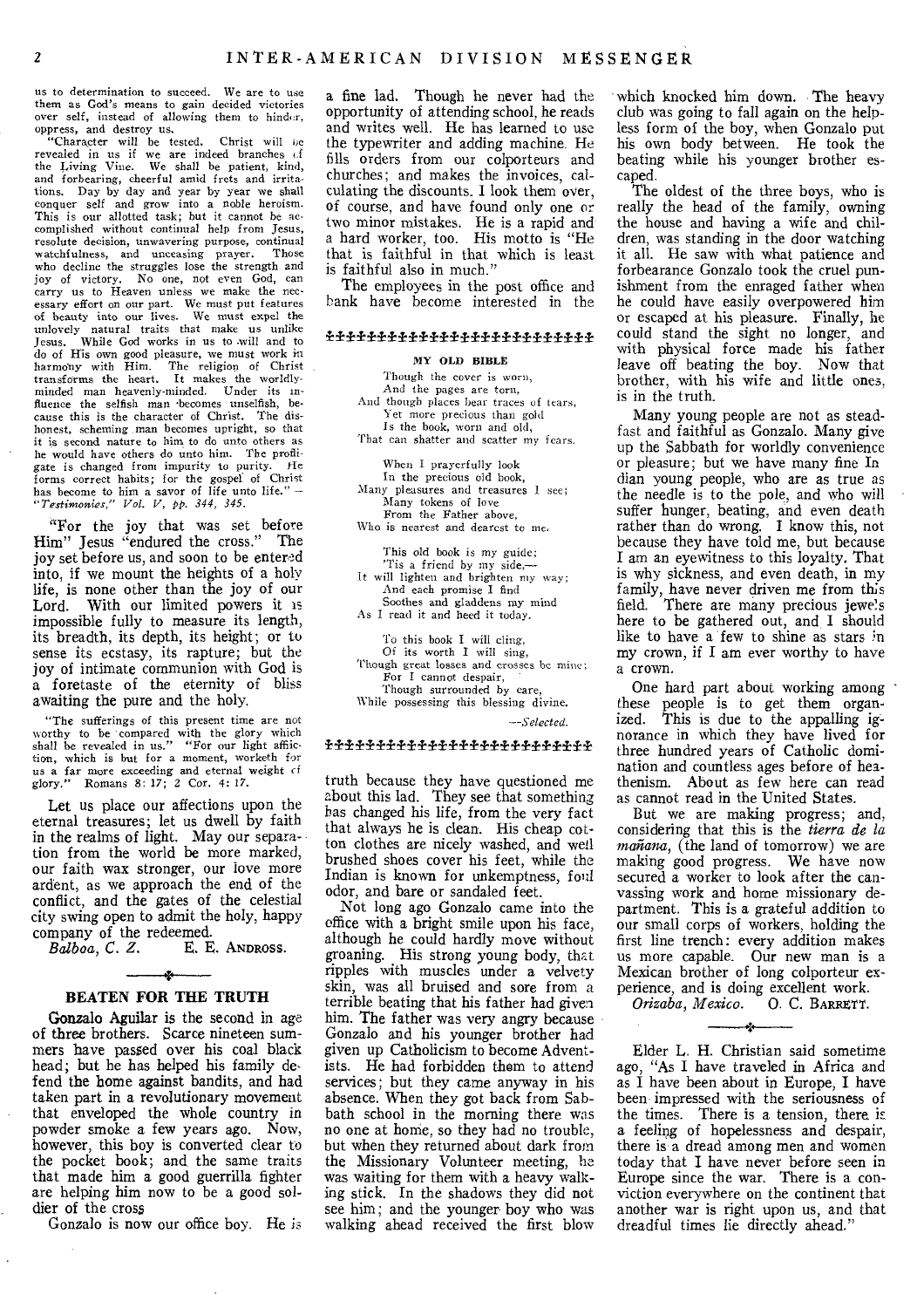us to determination to succeed. We are to use them as God's means to gain decided victories over self, instead of allowing them to hinder, oppress, and destroy us.

"Character will be tested. Christ will be revealed in us if we are indeed branches of the Living Vine. We shall be patient, kind, and forbearing, cheerful amid frets and irritations. Day by day and year by year we shall conquer self and grow into a noble heroism. This is our allotted task; but it cannot be accomplished without continual help from Jesus, resolute decision, unwavering purpose, continual watchfulness, and unceasing prayer. Those who decline the struggles lose the strength and joy of victory. No one, not even God, can carry us to Heaven unless we make the necessary effort on our part. We must put features of beauty into our lives. We must expel the unlovely natural traits that make us unlike Jesus. While God works in us to will and to do of His own good pleasure, we must work in harmony with Him. The religion of Christ transforms the heart. It makes the worldly-minded man heavenly-minded. Under its influence the selfish man becomes unselfish, because this is the character of Christ. The dishonest, scheming man becomes upright, so that it is second nature to him to do unto others as he would have others do unto him. The profligate is changed from impurity to purity. He forms correct habits; for the gospel of Christ has become to him a savor of life unto life." — *"Testimonies," Vol. V, pp. 344, 345.*

"For the joy that was set before Him" Jesus "endured the cross." The joy set before us, and soon to be entered into, if we mount the heights of a holy life, is none other than the joy of our Lord. With our limited powers it is impossible fully to measure its length, its breadth, its depth, its height; or to sense its ecstasy, its rapture; but the joy of intimate communion with God is a foretaste of the eternity of bliss awaiting the pure and the holy.

"The sufferings of this present time are not worthy to be compared with the glory which shall be revealed in us." "For our light affliction, which is but for a moment, worketh for us a far more exceeding and eternal weight of glory." Romans 8: 17; 2 Cor. 4: 17.

Let us place our affections upon the eternal treasures; let us dwell by faith in the realms of light. May our separation from the world be more marked, our faith wax stronger, our love more ardent, as we approach the end of the conflict, and the gates of the celestial city swing open to admit the holy, happy company of the redeemed.

*Balboa, C. Z.* E. E. ANDROSS.

## BEATEN FOR THE TRUTH

Gonzalo Aguilar is the second in age of three brothers. Scarce nineteen summers have passed over his coal black head; but he has helped his family defend the home against bandits, and had taken part in a revolutionary movement that enveloped the whole country in powder smoke a few years ago. Now, however, this boy is converted clear to the pocket book; and the same traits that made him a good guerrilla fighter are helping him now to be a good soldier of the cross

Gonzalo is now our office boy. He is a fine lad. Though he never had the opportunity of attending school, he reads and writes well. He has learned to use the typewriter and adding machine. He fills orders from our colporteurs and churches; and makes the invoices, calculating the discounts. I look them over, of course, and have found only one or two minor mistakes. He is a rapid and a hard worker, too. His motto is "He that is faithful in that which is least is faithful also in much."

The employees in the post office and bank have become interested in the truth because they have questioned me about this lad. They see that something has changed his life, from the very fact that always he is clean. His cheap cotton clothes are nicely washed, and well brushed shoes cover his feet, while the Indian is known for unkemptness, foul odor, and bare or sandaled feet.

Not long ago Gonzalo came into the office with a bright smile upon his face, although he could hardly move without groaning. His strong young body, that ripples with muscles under a velvety skin, was all bruised and sore from a terrible beating that his father had given him. The father was very angry because Gonzalo and his younger brother had given up Catholicism to become Adventists. He had forbidden them to attend services; but they came anyway in his absence. When they got back from Sabbath school in the morning there was no one at home, so they had no trouble, but when they returned about dark from the Missionary Volunteer meeting, he was waiting for them with a heavy walking stick. In the shadows they did not see him; and the younger boy who was walking ahead received the first blow which knocked him down. The heavy club was going to fall again on the helpless form of the boy, when Gonzalo put his own body between. He took the beating while his younger brother escaped.

The oldest of the three boys, who is really the head of the family, owning the house and having a wife and children, was standing in the door watching it all. He saw with what patience and forbearance Gonzalo took the cruel punishment from the enraged father when he could have easily overpowered him or escaped at his pleasure. Finally, he could stand the sight no longer, and with physical force made his father leave off beating the boy. Now that brother, with his wife and little ones, is in the truth.

Many young people are not as steadfast and faithful as Gonzalo. Many give up the Sabbath for worldly convenience or pleasure; but we have many fine Indian young people, who are as true as the needle is to the pole, and who will suffer hunger, beating, and even death rather than do wrong. I know this, not because they have told me, but because I am an eyewitness to this loyalty. That is why sickness, and even death, in my family, have never driven me from this field. There are many precious jewels here to be gathered out, and I should like to have a few to shine as stars in my crown, if I am ever worthy to have a crown.

One hard part about working among these people is to get them organized. This is due to the appalling ignorance in which they have lived for three hundred years of Catholic domination and countless ages before of heathenism. About as few here can read as cannot read in the United States.

But we are making progress; and, considering that this is the *tierra de la mañana*, (the land of tomorrow) we are making good progress. We have now secured a worker to look after the canvassing work and home missionary department. This is a grateful addition to our small corps of workers, holding the first line trench: every addition makes us more capable. Our new man is a Mexican brother of long colporteur experience, and is doing excellent work.

*Orizaba, Mexico.* O. C. BARRETT.

---

### MY OLD BIBLE

Though the cover is worn,
And the pages are torn,
And though places bear traces of tears,
Yet more precious than gold
Is the book, worn and old,
That can shatter and scatter my fears.

When I prayerfully look
In the precious old book,
Many pleasures and treasures I see;
Many tokens of love
From the Father above,
Who is nearest and dearest to me.

This old book is my guide;
'Tis a friend by my side,—
It will lighten and brighten my way;
And each promise I find
Soothes and gladdens my mind
As I read it and heed it today.

To this book I will cling,
Of its worth I will sing,
Though great losses and crosses be mine;
For I cannot despair,
Though surrounded by care,
While possessing this blessing divine.

—*Selected.*

---

Elder L. H. Christian said sometime ago, "As I have traveled in Africa and as I have been about in Europe, I have been impressed with the seriousness of the times. There is a tension, there is a feeling of hopelessness and despair, there is a dread among men and women today that I have never before seen in Europe since the war. There is a conviction everywhere on the continent that another war is right upon us, and that dreadful times lie directly ahead."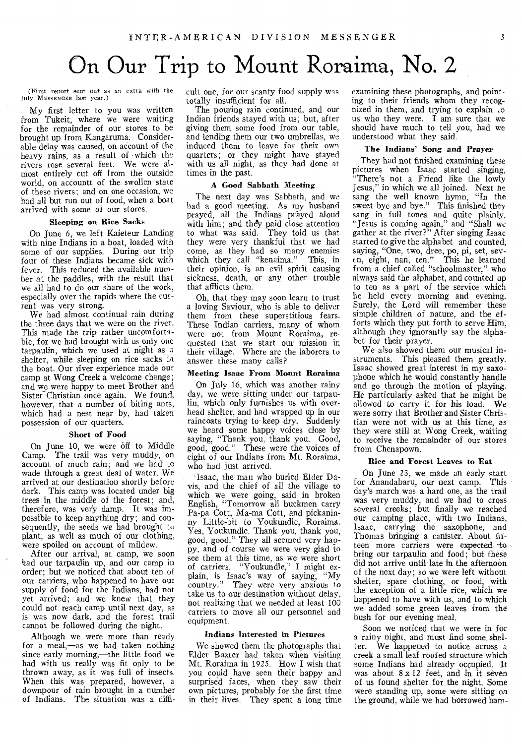# On Our Trip to Mount Roraima, No. 2

(First report sent out as an extra with the July MESSENGER last year.)

My first letter to you was written from Tukeit, where we were waiting for the remainder of our stores to be brought up from Kangaruma. Considerable delay was caused, on account of the heavy rains, as a result of which the rivers rose several feet. We were almost entirely cut off from the outside world, on accountt of the swollen state of these rivers; and on one occasion, we had all but run out of food, when a boat arrived with some of our stores.

### Sleeping on Rice Sacks

On June 6, we left Kaieteur Landing with nine Indians in a boat, loaded with some of our supplies. During our trip four of these Indians became sick with fever. This reduced the available number at the paddles, with the result that we all had to do our share of the work, especially over the rapids where the current was very strong.

We had almost continual rain during the three days that we were on the river. This made the trip rather uncomfortable, for we had brought with us only one tarpaulin, which we used at night as a shelter, while sleeping on rice sacks in the boat. Our river experience made our camp at Wong Creek a welcome change; and we were happy to meet Brother and Sister Christian once again. We found, however, that a number of biting ants, which had a nest near by, had taken possession of our quarters.

### Short of Food

On June 10, we were off to Middle Camp. The trail was very muddy, on account of much rain; and we had to wade through a great deal of water. We arrived at our destination shortly before dark. This camp was located under big trees in the middle of the forest; and, therefore, was very damp. It was impossible to keep anything dry; and consequently, the seeds we had brought to plant, as well as much of our clothing, were spoiled on account of mildew.

After our arrival, at camp, we soon had our tarpaulin up, and our camp in order; but we noticed that about ten of our carriers, who happened to have our supply of food for the Indians, had not yet arrived; and we knew that they could not reach camp until next day, as is was now dark, and the forest trail cannot be followed during the night.

Although we were more than ready for a meal,—as we had taken nothing since early morning,—the little food we had with us really was fit only to be thrown away, as it was full of insects. When this was prepared, however, a downpour of rain brought in a number of Indians. The situation was a difficult one, for our scanty food supply was totally insufficient for all.

The pouring rain continued, and our Indian friends stayed with us; but, after giving them some food from our table, and lending them our two umbrellas, we induced them to leave for their own quarters; or they might have stayed with us all night, as they had done at times in the past.

### A Good Sabbath Meeting

The next day was Sabbath, and we had a good meeting. As my husband prayed, all the Indians prayed aloud with him; and they paid close attention to what was said. They told us that they were very thankful that we had come, as they had so many enemies which they call "kenaima." This, in their opinion, is an evil spirit causing sickness, death, or any other trouble that afflicts them.

Oh, that they may soon learn to trust a loving Saviour, who is able to deliver them from these superstitious fears. These Indian carriers, many of whom were not from Mount Roraima, requested that we start our mission in their village. Where are the laborers to answer these many calls?

### Meeting Isaac From Mount Roraima

On July 16, which was another rainy day, we were sitting under our tarpaulin, which only furnishes us with overhead shelter, and had wrapped up in our raincoats trying to keep dry. Suddenly we heard some happy voices close by saying, "Thank you, thank you. Good, good, good." These were the voices of eight of our Indians from Mt. Roraima, who had just arrived.

Isaac, the man who buried Elder Davis, and the chief of all the village to which we were going, said in broken English, "Tomorrow all buckmen carry Pa-pa Cott, Ma-ma Cott, and pickaninny Little-bit to Youkundle, Roraima. Yes, Youkundle. Thank you, thank you, good, good." They all seemed very happy, and of course we were very glad to see them at this time, as we were short of carriers. "Youkundle," I might explain, is Isaac's way of saying, "My country." They were very anxious to take us to our destination without delay, not realizing that we needed at least 100 carriers to move all our personnel and equipment.

### Indians Interested in Pictures

We showed them the photographs that Elder Baxter had taken when visiting Mt. Roraima in 1925. How I wish that you could have seen their happy and surprised faces, when they saw their own pictures, probably for the first time in their lives. They spent a long time examining these photographs, and pointing to their friends whom they recognized in them, and trying to explain to us who they were. I am sure that we should have much to tell you, had we understood what they said.

### The Indians' Song and Prayer

They had not finished examining these pictures when Isaac started singing, "There's not a Friend like the lowly Jesus," in which we all joined. Next he sang the well known hymn, "In the sweet bye and bye." This finished they sang in full tones and quite plainly, "Jesus is coming again," and "Shall we gather at the river?" After singing Isaac started to give the alphabet and counted, saying, "One, two, dree, po, pi, set, seven, eight, nan, ten." This he learned from a chief called "schoolmaster," who always said the alphabet, and counted up to ten as a part of the service which he held every morning and evening. Surely, the Lord will remember these simple children of nature, and the efforts which they put forth to serve Him, although they ignorantly say the alphabet for their prayer.

We also showed them our musical instruments. This pleased them greatly. Isaac showed great interest in my saxophone which he would constantly handle and go through the motion of playing. He particularly asked that he might be allowed to carry it for his load. We were sorry that Brother and Sister Christian were not with us at this time, as they were still at Wong Creek, waiting to receive the remainder of our stores from Chenapown.

### Rice and Forest Leaves to Eat

On June 23, we made an early start for Anandabaru, our next camp. This day's march was a hard one, as the trail was very muddy, and we had to cross several creeks; but finally we reached our camping place, with two Indians, Isaac, carrying the saxophone, and Thomas bringing a canister. About fifteen more carriers were expected to bring our tarpaulin and food; but these did not arrive until late in the afternoon of the next day; so we were left without shelter, spare clothing, or food, with the exception of a little rice, which we happened to have with us, and to which we added some green leaves from the bush for our evening meal.

Soon we noticed that we were in for a rainy night, and must find some shelter. We happened to notice across a creek a small leaf roofed structure which some Indians had already occupied. It was about 8 x 12 feet, and in it seven of us found shelter for the night. Some were standing up, some were sitting on the ground, while we had borrowed ham-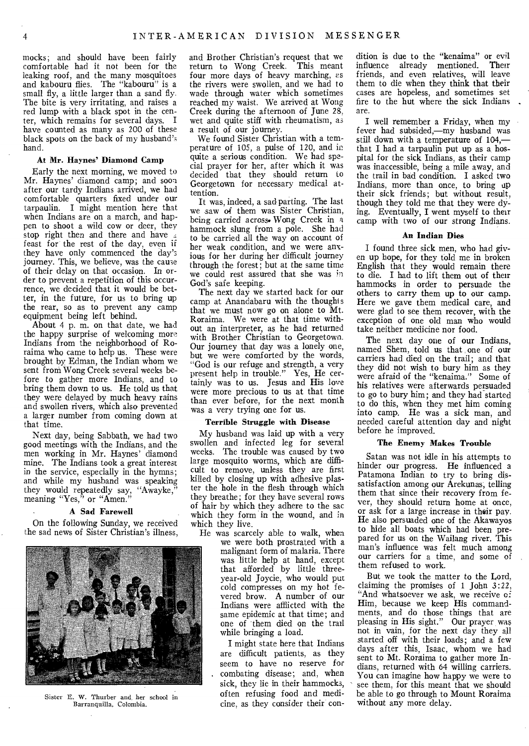mocks; and should have been fairly comfortable had it not been for the leaking roof, and the many mosquitoes and kabouru flies. The "kabouru" is a small fly, a little larger than a sand fly. The bite is very irritating, and raises a red lump with a black spot in the center, which remains for several days. I have counted as many as 200 of these black spots on the back of my husband's hand.

### At Mr. Haynes' Diamond Camp

Early the next morning, we moved to Mr. Haynes' diamond camp; and soon after our tardy Indians arrived, we had comfortable quarters fixed under our tarpaulin. I might mention here that when Indians are on a march, and happen to shoot a wild cow or deer, they stop right then and there and have a feast for the rest of the day, even if they have only commenced the day's journey. This, we believe, was the cause of their delay on that occasion. In order to prevent a repetition of this occurrence, we decided that it would be better, in the future, for us to bring up the rear, so as to prevent any camp equipment being left behind.

About 4 p. m. on that date, we had the happy surprise of welcoming more Indians from the neighborhood of Roraima who came to help us. These were brought by Edman, the Indian whom we sent from Wong Creek several weeks before to gather more Indians, and to bring them down to us. He told us that they were delayed by much heavy rains and swollen rivers, which also prevented a larger number from coming down at that time.

Next day, being Sabbath, we had two good meetings with the Indians, and the men working in Mr. Haynes' diamond mine. The Indians took a great interest in the service, especially in the hymns; and while my husband was speaking they would repeatedly say, "Awayke," meaning "Yes," or "Amen."

### A Sad Farewell

On the following Sunday, we received the sad news of Sister Christian's illness, and Brother Christian's request that we return to Wong Creek. This meant four more days of heavy marching, as the rivers were swollen, and we had to wade through water which sometimes reached my waist. We arrived at Wong Creek during the afternoon of June 28, wet and quite stiff with rheumatism, as a result of our journey.

We found Sister Christian with a temperature of 105, a pulse of 120, and in quite a serious condition. We had special prayer for her, after which it was decided that they should return to Georgetown for necessary medical attention.

It was, indeed, a sad parting. The last we saw of them was Sister Christian, being carried across Wong Creek in a hammock slung from a pole. She had to be carried all the way on account of her weak condition, and we were anxious for her during her difficult journey through the forest; but at the same time we could rest assured that she was in God's safe keeping.

The next day we started back for our camp at Anandabaru with the thoughts that we must now go on alone to Mt. Roraima. We were at that time without an interpreter, as he had returned with Brother Christian to Georgetown. Our journey that day was a lonely one, but we were comforted by the words, "God is our refuge and strength, a very present help in trouble." Yes, He certainly was to us. Jesus and His love were more precious to us at that time than ever before, for the next month was a very trying one for us.

### Terrible Struggle with Disease

My husband was laid up with a very swollen and infected leg for several weeks. The trouble was caused by two large mosquito worms, which are difficult to remove, unless they are first killed by closing up with adhesive plaster the hole in the flesh through which they breathe; for they have several rows of hair by which they adhere to the sac which they form in the wound, and in which they live.

He was scarcely able to walk, when we were both prostrated with a malignant form of malaria. There was little help at hand, except that afforded by little three-year-old Joycie, who would put cold compresses on my hot fevered brow. A number of our Indians were afflicted with the same epidemic at that time; and one of them died on the trail while bringing a load.

I might state here that Indians are difficult patients, as they seem to have no reserve for combating disease; and, when sick, they lie in their hammocks, often refusing food and medicine, as they consider their condition is due to the "kenaima" or evil influence already mentioned. Their friends, and even relatives, will leave them to die when they think that their cases are hopeless, and sometimes set fire to the hut where the sick Indians are.

Sister E. W. Thurber and her school in Barranquilla, Colombia.

I well remember a Friday, when my fever had subsided,—my husband was still down with a temperature of 104,—that I had a tarpaulin put up as a hospital for the sick Indians, as their camp was inaccessible, being a mile away, and the trail in bad condition. I asked two Indians, more than once, to bring up their sick friends; but without result, though they told me that they were dying. Eventually, I went myself to their camp with two of our strong Indians.

### An Indian Dies

I found three sick men, who had given up hope, for they told me in broken English that they would remain there to die. I had to lift them out of their hammocks in order to persuade the others to carry them up to our camp. Here we gave them medical care, and were glad to see them recover, with the exception of one old man who would take neither medicine nor food.

The next day one of our Indians, named Shem, told us that one of our carriers had died on the trail; and that they did not wish to bury him as they were afraid of the "kenaima." Some of his relatives were afterwards persuaded to go to bury him; and they had started to do this, when they met him coming into camp. He was a sick man, and needed careful attention day and night before he improved.

### The Enemy Makes Trouble

Satan was not idle in his attempts to hinder our progress. He influenced a Patamona Indian to try to bring dissatisfaction among our Arekunas, telling them that since their recovery from fever, they should return home at once, or ask for a large increase in their pay. He also persuaded one of the Akawayos to hide all boats which had been prepared for us on the Wailang river. This man's influence was felt much among our carriers for a time, and some of them refused to work.

But we took the matter to the Lord, claiming the promises of 1 John 3:22, "And whatsoever we ask, we receive of Him, because we keep His commandments, and do those things that are pleasing in His sight." Our prayer was not in vain, for the next day they all started off with their loads; and a few days after this, Isaac, whom we had sent to Mt. Roraima to gather more Indians, returned with 64 willing carriers. You can imagine how happy we were to see them, for this meant that we should be able to go through to Mount Roraima without any more delay.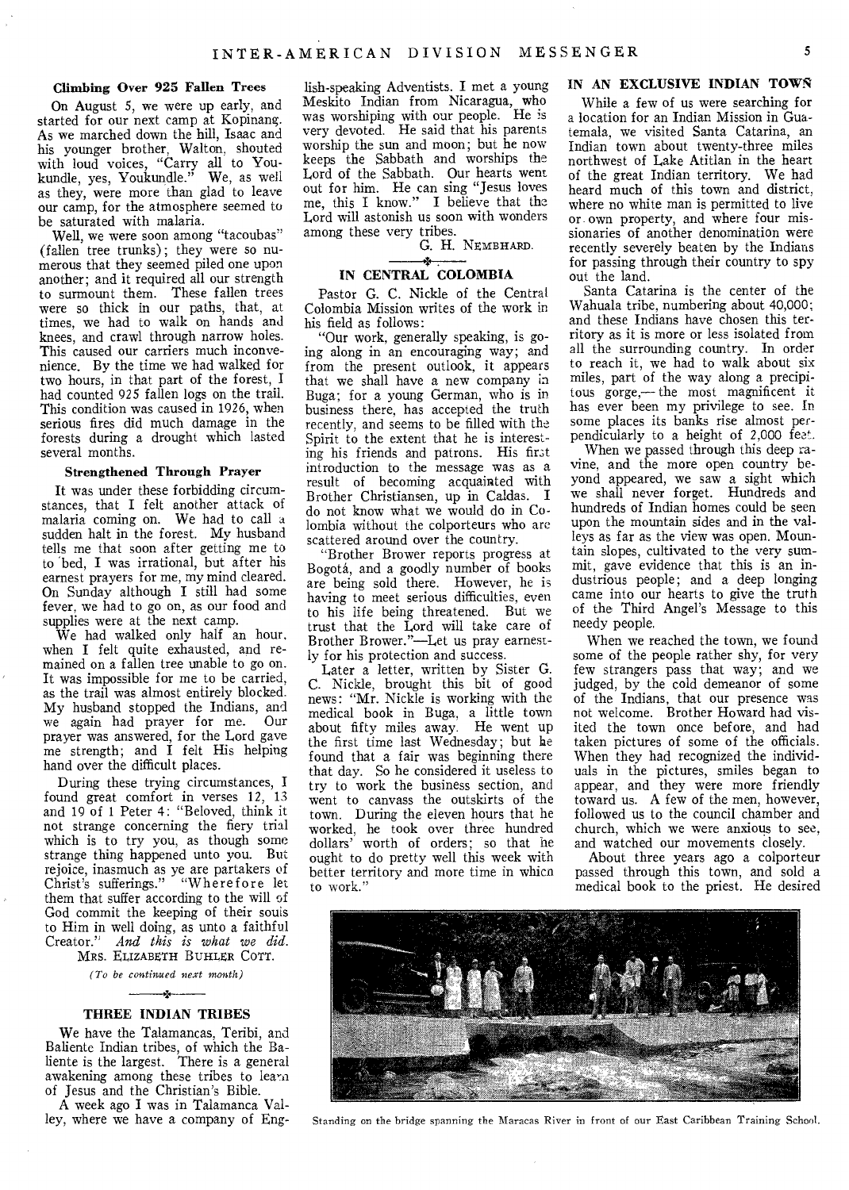### Climbing Over 925 Fallen Trees

On August 5, we were up early, and started for our next camp at Kopinang. As we marched down the hill, Isaac and his younger brother, Walton, shouted with loud voices, "Carry all to Youkundle, yes, Youkundle." We, as well as they, were more than glad to leave our camp, for the atmosphere seemed to be saturated with malaria.

Well, we were soon among "tacoubas" (fallen tree trunks); they were so numerous that they seemed piled one upon another; and it required all our strength to surmount them. These fallen trees were so thick in our paths, that, at times, we had to walk on hands and knees, and crawl through narrow holes. This caused our carriers much inconvenience. By the time we had walked for two hours, in that part of the forest, I had counted 925 fallen logs on the trail. This condition was caused in 1926, when serious fires did much damage in the forests during a drought which lasted several months.

### Strengthened Through Prayer

It was under these forbidding circumstances, that I felt another attack of malaria coming on. We had to call a sudden halt in the forest. My husband tells me that soon after getting me to to bed, I was irrational, but after his earnest prayers for me, my mind cleared. On Sunday although I still had some fever, we had to go on, as our food and supplies were at the next camp.

We had walked only half an hour, when I felt quite exhausted, and remained on a fallen tree unable to go on. It was impossible for me to be carried, as the trail was almost entirely blocked. My husband stopped the Indians, and we again had prayer for me. Our prayer was answered, for the Lord gave me strength; and I felt His helping hand over the difficult places.

During these trying circumstances, I found great comfort in verses 12, 13 and 19 of 1 Peter 4: "Beloved, think it not strange concerning the fiery trial which is to try you, as though some strange thing happened unto you. But rejoice, inasmuch as ye are partakers of Christ's sufferings." "Wherefore let them that suffer according to the will of God commit the keeping of their souls to Him in well doing, as unto a faithful Creator." *And this is what we did.*

MRS. ELIZABETH BUHLER COTT.

*(To be continued next month)*

## THREE INDIAN TRIBES

We have the Talamancas, Teribi, and Baliente Indian tribes, of which the Baliente is the largest. There is a general awakening among these tribes to learn of Jesus and the Christian's Bible.

A week ago I was in Talamanca Valley, where we have a company of English-speaking Adventists. I met a young Meskito Indian from Nicaragua, who was worshiping with our people. He is very devoted. He said that his parents worship the sun and moon; but he now keeps the Sabbath and worships the Lord of the Sabbath. Our hearts went out for him. He can sing "Jesus loves me, this I know." I believe that the Lord will astonish us soon with wonders among these very tribes.

G. H. NEMBHARD.

## IN CENTRAL COLOMBIA

Pastor G. C. Nickle of the Central Colombia Mission writes of the work in his field as follows:

"Our work, generally speaking, is going along in an encouraging way; and from the present outlook, it appears that we shall have a new company in Buga; for a young German, who is in business there, has accepted the truth recently, and seems to be filled with the Spirit to the extent that he is interesting his friends and patrons. His first introduction to the message was as a result of becoming acquainted with Brother Christiansen, up in Caldas. I do not know what we would do in Colombia without the colporteurs who are scattered around over the country.

"Brother Brower reports progress at Bogotá, and a goodly number of books are being sold there. However, he is having to meet serious difficulties, even to his life being threatened. But we trust that the Lord will take care of Brother Brower."—Let us pray earnestly for his protection and success.

Later a letter, written by Sister G. C. Nickle, brought this bit of good news: "Mr. Nickle is working with the medical book in Buga, a little town about fifty miles away. He went up the first time last Wednesday; but he found that a fair was beginning there that day. So he considered it useless to try to work the business section, and went to canvass the outskirts of the town. During the eleven hours that he worked, he took over three hundred dollars' worth of orders; so that he ought to do pretty well this week with better territory and more time in which to work."

## IN AN EXCLUSIVE INDIAN TOWN

While a few of us were searching for a location for an Indian Mission in Guatemala, we visited Santa Catarina, an Indian town about twenty-three miles northwest of Lake Atitlan in the heart of the great Indian territory. We had heard much of this town and district, where no white man is permitted to live or own property, and where four missionaries of another denomination were recently severely beaten by the Indians for passing through their country to spy out the land.

Santa Catarina is the center of the Wahuala tribe, numbering about 40,000; and these Indians have chosen this territory as it is more or less isolated from all the surrounding country. In order to reach it, we had to walk about six miles, part of the way along a precipitous gorge,—the most magnificent it has ever been my privilege to see. In some places its banks rise almost perpendicularly to a height of 2,000 feet.

When we passed through this deep ravine, and the more open country beyond appeared, we saw a sight which we shall never forget. Hundreds and hundreds of Indian homes could be seen upon the mountain sides and in the valleys as far as the view was open. Mountain slopes, cultivated to the very summit, gave evidence that this is an industrious people; and a deep longing came into our hearts to give the truth of the Third Angel's Message to this needy people.

When we reached the town, we found some of the people rather shy, for very few strangers pass that way; and we judged, by the cold demeanor of some of the Indians, that our presence was not welcome. Brother Howard had visited the town once before, and had taken pictures of some of the officials. When they had recognized the individuals in the pictures, smiles began to appear, and they were more friendly toward us. A few of the men, however, followed us to the council chamber and church, which we were anxious to see, and watched our movements closely.

About three years ago a colporteur passed through this town, and sold a medical book to the priest. He desired

Standing on the bridge spanning the Maracas River in front of our East Caribbean Training School.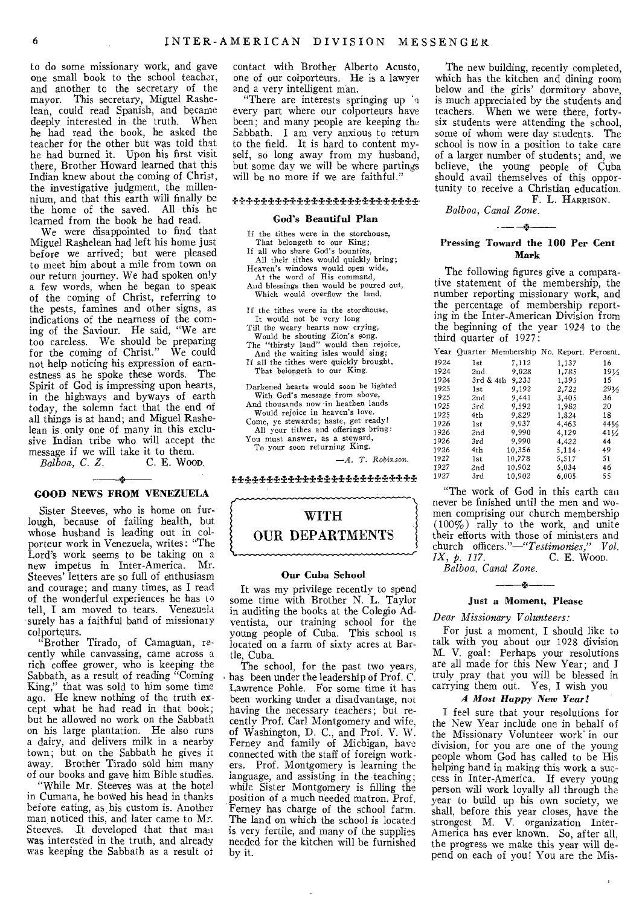to do some missionary work, and gave one small book to the school teacher, and another to the secretary of the mayor. This secretary, Miguel Rashelean, could read Spanish, and became deeply interested in the truth. When he had read the book, he asked the teacher for the other but was told that he had burned it. Upon his first visit there, Brother Howard learned that this Indian knew about the coming of Christ, the investigative judgment, the millennium, and that this earth will finally be the home of the saved. All this he learned from the book he had read.

We were disappointed to find that Miguel Rashelean had left his home just before we arrived; but were pleased to meet him about a mile from town on our return journey. We had spoken only a few words, when he began to speak of the coming of Christ, referring to the pests, famines and other signs, as indications of the nearness of the coming of the Saviour. He said, "We are too careless. We should be preparing for the coming of Christ." We could not help noticing his expression of earnestness as he spoke these words. The Spirit of God is impressing upon hearts, in the highways and byways of earth today, the solemn fact that the end of all things is at hand; and Miguel Rashelean is only one of many in this exclusive Indian tribe who will accept the message if we will take it to them.

*Balboa, C. Z.* C. E. WOOD.

## GOOD NEWS FROM VENEZUELA

Sister Steeves, who is home on furlough, because of failing health, but whose husband is leading out in colporteur work in Venezuela, writes: "The Lord's work seems to be taking on a new impetus in Inter-America. Mr. Steeves' letters are so full of enthusiasm and courage; and many times, as I read of the wonderful experiences he has to tell, I am moved to tears. Venezuela surely has a faithful band of missionary colporteurs.

"Brother Tirado, of Camaguan, recently while canvassing, came across a rich coffee grower, who is keeping the Sabbath, as a result of reading "Coming King," that was sold to him some time ago. He knew nothing of the truth except what he had read in that book; but he allowed no work on the Sabbath on his large plantation. He also runs a dairy, and delivers milk in a nearby town; but on the Sabbath he gives it away. Brother Tirado sold him many of our books and gave him Bible studies.

"While Mr. Steeves was at the hotel in Cumana, he bowed his head in thanks before eating, as his custom is. Another man noticed this, and later came to Mr. Steeves. It developed that that man was interested in the truth, and already was keeping the Sabbath as a result of contact with Brother Alberto Acusto, one of our colporteurs. He is a lawyer and a very intelligent man.

"There are interests springing up in every part where our colporteurs have been; and many people are keeping the Sabbath. I am very anxious to return to the field. It is hard to content myself, so long away from my husband, but some day we will be where partings will be no more if we are faithful."

### God's Beautiful Plan

If the tithes were in the storehouse,
That belongeth to our King;
If all who share God's bounties,
All their tithes would quickly bring;
Heaven's windows would open wide,
At the word of His command,
And blessings then would be poured out,
Which would overflow the land.

If the tithes were in the storehouse,
It would not be very long
Till the weary hearts now crying,
Would be shouting Zion's song.
The "thirsty land" would then rejoice,
And the waiting isles would sing;
If all the tithes were quickly brought,
That belongeth to our King.

Darkened hearts would soon be lighted
With God's message from above,
And thousands now in heathen lands
Would rejoice in heaven's love.
Come, ye stewards; haste, get ready!
All your tithes and offerings bring:
You must answer, as a steward,
To your soon returning King.

*—A. T. Robinson.*

# WITH OUR DEPARTMENTS

### Our Cuba School

It was my privilege recently to spend some time with Brother N. L. Taylor in auditing the books at the Colegio Adventista, our training school for the young people of Cuba. This school is located on a farm of sixty acres at Bartle, Cuba.

The school, for the past two years, has been under the leadership of Prof. C. Lawrence Pohle. For some time it has been working under a disadvantage, not having the necessary teachers; but recently Prof. Carl Montgomery and wife, of Washington, D. C., and Prof. V. W. Ferney and family of Michigan, have connected with the staff of foreign workers. Prof. Montgomery is learning the language, and assisting in the teaching; while Sister Montgomery is filling the position of a much needed matron. Prof. Ferney has charge of the school farm. The land on which the school is located is very fertile, and many of the supplies needed for the kitchen will be furnished by it.

The new building, recently completed, which has the kitchen and dining room below and the girls' dormitory above, is much appreciated by the students and teachers. When we were there, forty-six students were attending the school, some of whom were day students. The school is now in a position to take care of a larger number of students; and, we believe, the young people of Cuba should avail themselves of this opportunity to receive a Christian education.

F. L. HARRISON.

*Balboa, Canal Zone.*

### Pressing Toward the 100 Per Cent Mark

The following figures give a comparative statement of the membership, the number reporting missionary work, and the percentage of membership reporting in the Inter-American Division from the beginning of the year 1924 to the third quarter of 1927:

| Year | Quarter | Membership | No. Report. | Percent. |
|---|---|---|---|---|
| 1924 | 1st | 7,112 | 1,137 | 16 |
| 1924 | 2nd | 9,028 | 1,785 | 19⅓ |
| 1924 | 3rd & 4th | 9,233 | 1,395 | 15 |
| 1925 | 1st | 9,192 | 2,722 | 29½ |
| 1925 | 2nd | 9,441 | 3,405 | 36 |
| 1925 | 3rd | 9,592 | 1,982 | 20 |
| 1925 | 4th | 9,829 | 1,824 | 18 |
| 1926 | 1st | 9,937 | 4,463 | 44⅔ |
| 1926 | 2nd | 9,990 | 4,129 | 41½ |
| 1926 | 3rd | 9,990 | 4,422 | 44 |
| 1926 | 4th | 10,356 | 5,114 | 49 |
| 1927 | 1st | 10,778 | 5,517 | 51 |
| 1927 | 2nd | 10,902 | 5,034 | 46 |
| 1927 | 3rd | 10,902 | 6,005 | 55 |

"The work of God in this earth can never be finished until the men and women comprising our church membership (100%) rally to the work, and unite their efforts with those of ministers and church officers."—*"Testimonies," Vol. IX, p. 117.* C. E. WOOD.

*Balboa, Canal Zone.*

### Just a Moment, Please

*Dear Missionary Volunteers:*

For just a moment, I should like to talk with you about our 1928 division M. V. goal: Perhaps your resolutions are all made for this New Year; and I truly pray that you will be blessed in carrying them out. Yes, I wish you

***A Most Happy New Year!***

I feel sure that your resolutions for the New Year include one in behalf of the Missionary Volunteer work in our division, for you are one of the young people whom God has called to be His helping hand in making this work a success in Inter-America. If every young person will work loyally all through the year to build up his own society, we shall, before this year closes, have the strongest M. V. organization Inter-America has ever known. So, after all, the progress we make this year will depend on each of you! You are the Mis-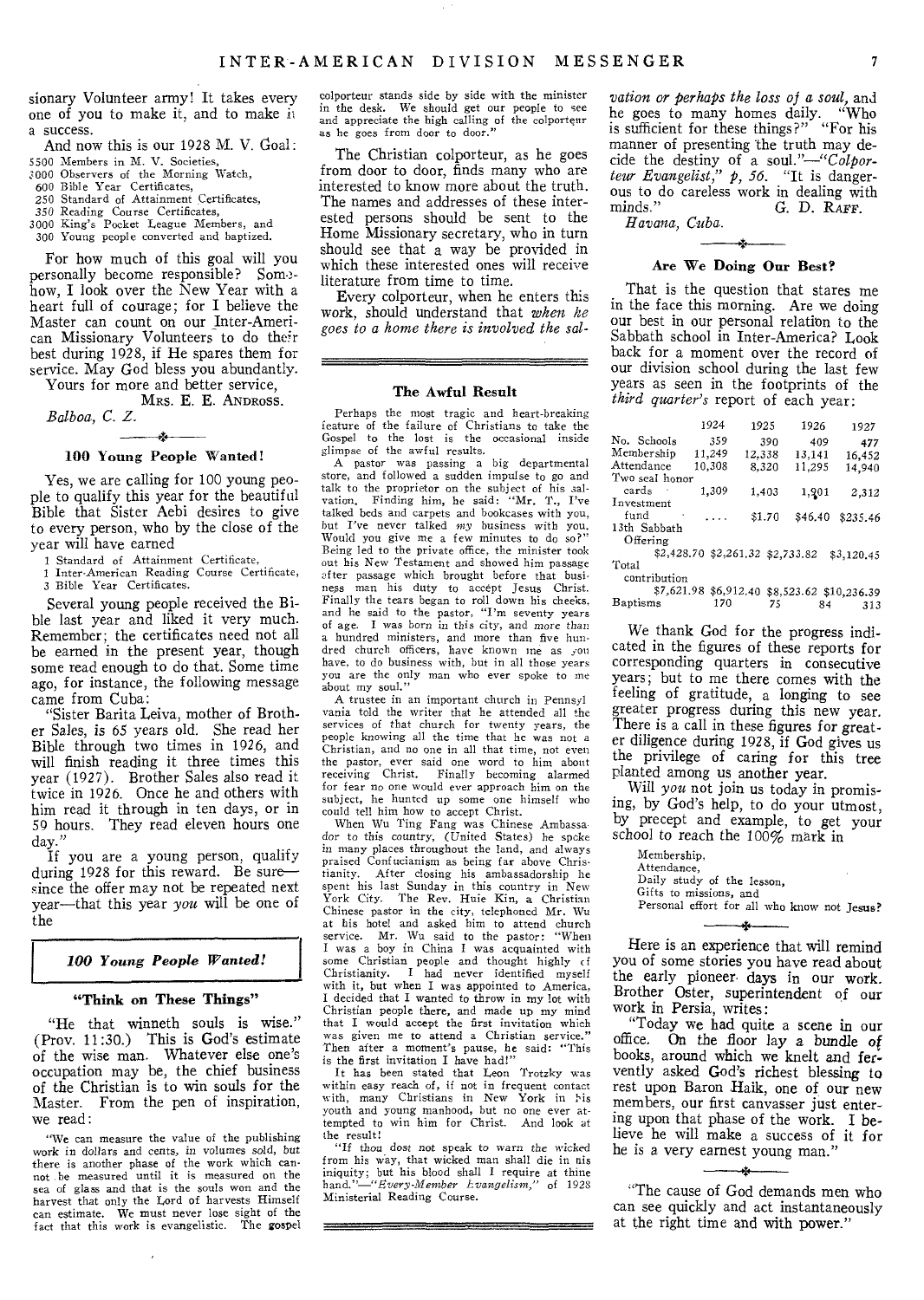sionary Volunteer army! It takes every one of you to make it, and to make it a success.

And now this is our 1928 M. V. Goal:

5500 Members in M. V. Societies,
3000 Observers of the Morning Watch,
600 Bible Year Certificates,
250 Standard of Attainment Certificates,
350 Reading Course Certificates,
3000 King's Pocket League Members, and
300 Young people converted and baptized.

For how much of this goal will you personally become responsible? Somehow, I look over the New Year with a heart full of courage; for I believe the Master can count on our Inter-American Missionary Volunteers to do their best during 1928, if He spares them for service. May God bless you abundantly.

Yours for more and better service,

MRS. E. E. ANDROSS.

*Balboa, C. Z.*

### 100 Young People Wanted!

Yes, we are calling for 100 young people to qualify this year for the beautiful Bible that Sister Aebi desires to give to every person, who by the close of the year will have earned

1 Standard of Attainment Certificate,
1 Inter-American Reading Course Certificate,
3 Bible Year Certificates.

Several young people received the Bible last year and liked it very much. Remember; the certificates need not all be earned in the present year, though some read enough to do that. Some time ago, for instance, the following message came from Cuba:

"Sister Barita Leiva, mother of Brother Sales, is 65 years old. She read her Bible through two times in 1926, and will finish reading it three times this year (1927). Brother Sales also read it twice in 1926. Once he and others with him read it through in ten days, or in 59 hours. They read eleven hours one day."

If you are a young person, qualify during 1928 for this reward. Be sure—since the offer may not be repeated next year—that this year *you* will be one of the

***100 Young People Wanted!***

### "Think on These Things"

"He that winneth souls is wise." (Prov. 11:30.) This is God's estimate of the wise man. Whatever else one's occupation may be, the chief business of the Christian is to win souls for the Master. From the pen of inspiration, we read:

"We can measure the value of the publishing work in dollars and cents, in volumes sold, but there is another phase of the work which cannot be measured until it is measured on the sea of glass and that is the souls won and the harvest that only the Lord of harvests Himself can estimate. We must never lose sight of the fact that this work is evangelistic. The gospel colporteur stands side by side with the minister in the desk. We should get our people to see and appreciate the high calling of the colporteur as he goes from door to door."

The Christian colporteur, as he goes from door to door, finds many who are interested to know more about the truth. The names and addresses of these interested persons should be sent to the Home Missionary secretary, who in turn should see that a way be provided in which these interested ones will receive literature from time to time.

Every colporteur, when he enters this work, should understand that *when he goes to a home there is involved the salvation or perhaps the loss of a soul,* and he goes to many homes daily. "Who is sufficient for these things?" "For his manner of presenting the truth may decide the destiny of a soul."—*"Colporteur Evangelist," p, 56.* "It is dangerous to do careless work in dealing with minds."

G. D. RAFF.

*Havana, Cuba.*

### The Awful Result

Perhaps the most tragic and heart-breaking feature of the failure of Christians to take the Gospel to the lost is the occasional inside glimpse of the awful results.

A pastor was passing a big departmental store, and followed a sudden impulse to go and talk to the proprietor on the subject of his salvation. Finding him, he said: "Mr. T., I've talked beds and carpets and bookcases with you, but I've never talked *my* business with you. Would you give me a few minutes to do so?" Being led to the private office, the minister took out his New Testament and showed him passage after passage which brought before that business man his duty to accept Jesus Christ. Finally the tears began to roll down his cheeks, and he said to the pastor, "I'm seventy years of age. I was born in this city, and more than a hundred ministers, and more than five hundred church officers, have known me as you have, to do business with, but in all those years you are the only man who ever spoke to me about my soul."

A trustee in an important church in Pennsylvania told the writer that he attended all the services of that church for twenty years, the people knowing all the time that he was not a Christian, and no one in all that time, not even the pastor, ever said one word to him about receiving Christ. Finally becoming alarmed for fear no one would ever approach him on the subject, he hunted up some one himself who could tell him how to accept Christ.

When Wu Ting Fang was Chinese Ambassador to this country, (United States) he spoke in many places throughout the land, and always praised Confucianism as being far above Christianity. After closing his ambassadorship he spent his last Sunday in this country in New York City. The Rev. Huie Kin, a Christian Chinese pastor in the city, telephoned Mr. Wu at his hotel and asked him to attend church service. Mr. Wu said to the pastor: "When I was a boy in China I was acquainted with some Christian people and thought highly of Christianity. I had never identified myself with it, but when I was appointed to America, I decided that I wanted to throw in my lot with Christian people there, and made up my mind that I would accept the first invitation which was given me to attend a Christian service." Then after a moment's pause, he said: "This is the first invitation I have had!"

It has been stated that Leon Trotzky was within easy reach of, if not in frequent contact with, many Christians in New York in his youth and young manhood, but no one ever attempted to win him for Christ. And look at the result!

"If thou dost not speak to warn the wicked from his way, that wicked man shall die in his iniquity; but his blood shall I require at thine hand."—*"Every-Member Evangelism,"* of 1928 Ministerial Reading Course.

### Are We Doing Our Best?

That is the question that stares me in the face this morning. Are we doing our best in our personal relation to the Sabbath school in Inter-America? Look back for a moment over the record of our division school during the last few years as seen in the footprints of the *third quarter's* report of each year:

| | 1924 | 1925 | 1926 | 1927 |
|---|---|---|---|---|
| No. Schools | 359 | 390 | 409 | 477 |
| Membership | 11,249 | 12,338 | 13,141 | 16,452 |
| Attendance | 10,308 | 8,320 | 11,295 | 14,940 |
| Two seal honor cards | 1,309 | 1,403 | 1,901 | 2,312 |
| Investment fund | .... | $1.70 | $46.40 | $235.46 |
| 13th Sabbath Offering | $2,428.70 | $2,261.32 | $2,733.82 | $3,120.45 |
| Total contribution | $7,621.98 | $6,912.40 | $8,523.62 | $10,236.39 |
| Baptisms | 170 | 75 | 84 | 313 |

We thank God for the progress indicated in the figures of these reports for corresponding quarters in consecutive years; but to me there comes with the feeling of gratitude, a longing to see greater progress during this new year. There is a call in these figures for greater diligence during 1928, if God gives us the privilege of caring for this tree planted among us another year.

Will *you* not join us today in promising, by God's help, to do your utmost, by precept and example, to get your school to reach the 100% mark in

Membership,
Attendance,
Daily study of the lesson,
Gifts to missions, and
Personal effort for all who know not Jesus?

Here is an experience that will remind you of some stories you have read about the early pioneer days in our work. Brother Oster, superintendent of our work in Persia, writes:

"Today we had quite a scene in our office. On the floor lay a bundle of books, around which we knelt and fervently asked God's richest blessing to rest upon Baron Haik, one of our new members, our first canvasser just entering upon that phase of the work. I believe he will make a success of it for he is a very earnest young man."

"The cause of God demands men who can see quickly and act instantaneously at the right time and with power."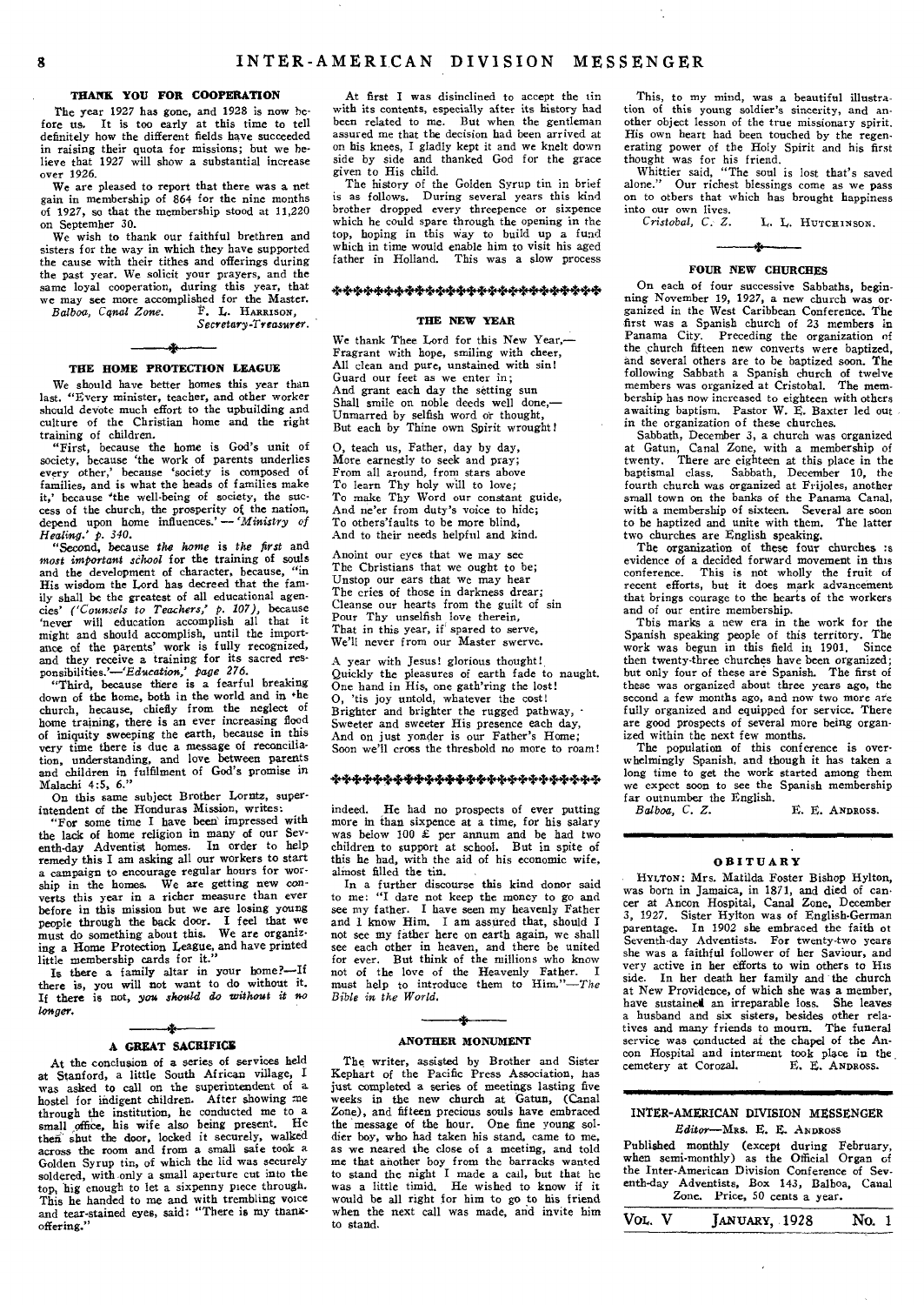## THANK YOU FOR COOPERATION

The year 1927 has gone, and 1928 is now before us. It is too early at this time to tell definitely how the different fields have succeeded in raising their quota for missions; but we believe that 1927 will show a substantial increase over 1926.

We are pleased to report that there was a net gain in membership of 864 for the nine months of 1927, so that the membership stood at 11,220 on September 30.

We wish to thank our faithful brethren and sisters for the way in which they have supported the cause with their tithes and offerings during the past year. We solicit your prayers, and the same loyal cooperation, during this year, that we may see more accomplished for the Master.

*Balboa, Canal Zone.* F. L. HARRISON, *Secretary-Treasurer.*

## THE HOME PROTECTION LEAGUE

We should have better homes this year than last. "Every minister, teacher, and other worker should devote much effort to the upbuilding and culture of the Christian home and the right training of children.

"First, because the home is God's unit of society, because 'the work of parents underlies every other,' because 'society is composed of families, and is what the heads of families make it,' because 'the well-being of society, the success of the church, the prosperity of the nation, depend upon home influences.' — *'Ministry of Healing,' p. 340.*

"Second, because *the home is the first* and *most important school* for the training of souls and the development of character, because, "in His wisdom the Lord has decreed that the family shall be the greatest of all educational agencies' *('Counsels to Teachers,' p. 107)*, because 'never will education accomplish all that it might and should accomplish, until the importance of the parents' work is fully recognized, and they receive a training for its sacred responsibilities.'—*'Education,' page 276.*

"Third, because there is a fearful breaking down of the home, both in the world and in the church, because, chiefly from the neglect of home training, there is an ever increasing flood of iniquity sweeping the earth, because in this very time there is due a message of reconciliation, understanding, and love between parents and children in fulfilment of God's promise in Malachi 4:5, 6."

On this same subject Brother Lorntz, superintendent of the Honduras Mission, writes:

"For some time I have been impressed with the lack of home religion in many of our Seventh-day Adventist homes. In order to help remedy this I am asking all our workers to start a campaign to encourage regular hours for worship in the homes. We are getting new converts this year in a richer measure than ever before in this mission but we are losing young people through the back door. I feel that we must do something about this. We are organizing a Home Protection League, and have printed little membership cards for it."

Is there a family altar in your home?—If there is, you will not want to do without it. If there is not, *you should do without it no longer.*

## A GREAT SACRIFICE

At the conclusion of a series of services held at Stanford, a little South African village, I was asked to call on the superintendent of a hostel for indigent children. After showing me through the institution, he conducted me to a small office, his wife also being present. He then shut the door, locked it securely, walked across the room and from a small safe took a Golden Syrup tin, of which the lid was securely soldered, with only a small aperture cut into the top, big enough to let a sixpenny piece through. This he handed to me and with trembling voice and tear-stained eyes, said: "There is my thank-offering."

At first I was disinclined to accept the tin with its contents, especially after its history had been related to me. But when the gentleman assured me that the decision had been arrived at on his knees, I gladly kept it and we knelt down side by side and thanked God for the grace given to His child.

The history of the Golden Syrup tin in brief is as follows. During several years this kind brother dropped every threepence or sixpence which he could spare through the opening in the top, hoping in this way to build up a fund which in time would enable him to visit his aged father in Holland. This was a slow process indeed. He had no prospects of ever putting more in than sixpence at a time, for his salary was below 100 £ per annum and he had two children to support at school. But in spite of this he had, with the aid of his economic wife, almost filled the tin.

In a further discourse this kind donor said to me: "I dare not keep the money to go and see my father. I have seen my heavenly Father and I know Him. I am assured that, should I not see my father here on earth again, we shall see each other in heaven, and there be united for ever. But think of the millions who know not of the love of the Heavenly Father. I must help to introduce them to Him."—*The Bible in the World.*

## THE NEW YEAR

We thank Thee Lord for this New Year,—
Fragrant with hope, smiling with cheer,
All clean and pure, unstained with sin!
Guard our feet as we enter in;
And grant each day the setting sun
Shall smile on noble deeds well done,—
Unmarred by selfish word or thought,
But each by Thine own Spirit wrought!

O, teach us, Father, day by day,
More earnestly to seek and pray;
From all around, from stars above
To learn Thy holy will to love;
To make Thy Word our constant guide,
And ne'er from duty's voice to hide;
To others'faults to be more blind,
And to their needs helpful and kind.

Anoint our eyes that we may see
The Christians that we ought to be;
Unstop our ears that we may hear
The cries of those in darkness drear;
Cleanse our hearts from the guilt of sin
Pour Thy unselfish love therein,
That in this year, if spared to serve,
We'll never from our Master swerve.

A year with Jesus! glorious thought!
Quickly the pleasures of earth fade to naught.
One hand in His, one gath'ring the lost!
O, 'tis joy untold, whatever the cost!
Brighter and brighter the rugged pathway,
Sweeter and sweeter His presence each day,
And on just yonder is our Father's Home;
Soon we'll cross the threshold no more to roam!

## ANOTHER MONUMENT

The writer, assisted by Brother and Sister Kephart of the Pacific Press Association, has just completed a series of meetings lasting five weeks in the new church at Gatun, (Canal Zone), and fifteen precious souls have embraced the message of the hour. One fine young soldier boy, who had taken his stand, came to me, as we neared the close of a meeting, and told me that another boy from the barracks wanted to stand the night I made a call, but that he was a little timid. He wished to know if it would be all right for him to go to his friend when the next call was made, and invite him to stand.

This, to my mind, was a beautiful illustration of this young soldier's sincerity, and another object lesson of the true missionary spirit. His own heart had been touched by the regenerating power of the Holy Spirit and his first thought was for his friend.

Whittier said, "The soul is lost that's saved alone." Our richest blessings come as we pass on to others that which has brought happiness into our own lives.

*Cristobal, C. Z.* L. L. HUTCHINSON.

## FOUR NEW CHURCHES

On each of four successive Sabbaths, beginning November 19, 1927, a new church was organized in the West Caribbean Conference. The first was a Spanish church of 23 members in Panama City. Preceding the organization of the church fifteen new converts were baptized, and several others are to be baptized soon. The following Sabbath a Spanish church of twelve members was organized at Cristobal. The membership has now increased to eighteen with others awaiting baptism. Pastor W. E. Baxter led out in the organization of these churches.

Sabbath, December 3, a church was organized at Gatun, Canal Zone, with a membership of twenty. There are eighteen at this place in the baptismal class. Sabbath, December 10, the fourth church was organized at Frijoles, another small town on the banks of the Panama Canal, with a membership of sixteen. Several are soon to be baptized and unite with them. The latter two churches are English speaking.

The organization of these four churches is evidence of a decided forward movement in this conference. This is not wholly the fruit of recent efforts, but it does mark advancement that brings courage to the hearts of the workers and of our entire membership.

This marks a new era in the work for the Spanish speaking people of this territory. The work was begun in this field in 1901. Since then twenty-three churches have been organized; but only four of these are Spanish. The first of these was organized about three years ago, the second a few months ago, and now two more are fully organized and equipped for service. There are good prospects of several more being organized within the next few months.

The population of this conference is overwhelmingly Spanish, and though it has taken a long time to get the work started among them we expect soon to see the Spanish membership far outnumber the English.

*Balboa, C. Z.* E. E. ANDROSS.

## OBITUARY

HYLTON: Mrs. Matilda Foster Bishop Hylton, was born in Jamaica, in 1871, and died of cancer at Ancon Hospital, Canal Zone, December 3, 1927. Sister Hylton was of English-German parentage. In 1902 she embraced the faith of Seventh-day Adventists. For twenty-two years she was a faithful follower of her Saviour, and very active in her efforts to win others to His side. In her death her family and the church at New Providence, of which she was a member, have sustained an irreparable loss. She leaves a husband and six sisters, besides other relatives and many friends to mourn. The funeral service was conducted at the chapel of the Ancon Hospital and interment took place in the cemetery at Corozal. E. E. ANDROSS.

## INTER-AMERICAN DIVISION MESSENGER

*Editor*—MRS. E. E. ANDROSS

Published monthly (except during February, when semi-monthly) as the Official Organ of the Inter-American Division Conference of Seventh-day Adventists, Box 143, Balboa, Canal Zone. Price, 50 cents a year.

VOL. V JANUARY, 1928 No. 1